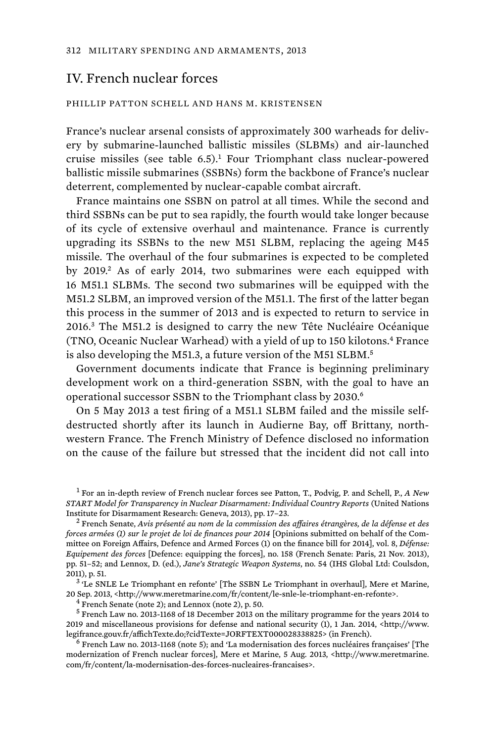## IV. French nuclear forces

PHILLIP PATTON SCHELL AND HANS M. KRISTENSEN

France's nuclear arsenal consists of approximately 300 warheads for delivery by submarine-launched ballistic missiles (SLBMs) and air-launched cruise missiles (see table 6.5).[1] Four Triomphant class nuclear-powered ballistic missile submarines (SSBNs) form the backbone of France's nuclear deterrent, complemented by nuclear-capable combat aircraft.

France maintains one SSBN on patrol at all times. While the second and third SSBNs can be put to sea rapidly, the fourth would take longer because of its cycle of extensive overhaul and maintenance. France is currently upgrading its SSBNs to the new M51 SLBM, replacing the ageing M45 missile. The overhaul of the four submarines is expected to be completed by 2019.[2] As of early 2014, two submarines were each equipped with 16 M51.1 SLBMs. The second two submarines will be equipped with the M51.2 SLBM, an improved version of the M51.1. The first of the latter began this process in the summer of 2013 and is expected to return to service in 2016.[3] The M51.2 is designed to carry the new Tête Nucléaire Océanique (TNO, Oceanic Nuclear Warhead) with a yield of up to 150 kilotons.[4] France is also developing the M51.3, a future version of the M51 SLBM.[5]

Government documents indicate that France is beginning preliminary development work on a third-generation SSBN, with the goal to have an operational successor SSBN to the Triomphant class by 2030.[6]

On 5 May 2013 a test firing of a M51.1 SLBM failed and the missile self-destructed shortly after its launch in Audierne Bay, off Brittany, north-western France. The French Ministry of Defence disclosed no information on the cause of the failure but stressed that the incident did not call into

[1] For an in-depth review of French nuclear forces see Patton, T., Podvig, P. and Schell, P., *A New START Model for Transparency in Nuclear Disarmament: Individual Country Reports* (United Nations Institute for Disarmament Research: Geneva, 2013), pp. 17–23.

[2] French Senate, *Avis présenté au nom de la commission des affaires étrangères, de la défense et des forces armées (1) sur le projet de loi de finances pour 2014* [Opinions submitted on behalf of the Committee on Foreign Affairs, Defence and Armed Forces (1) on the finance bill for 2014], vol. 8, *Défense: Equipement des forces* [Defence: equipping the forces], no. 158 (French Senate: Paris, 21 Nov. 2013), pp. 51–52; and Lennox, D. (ed.), *Jane's Strategic Weapon Systems*, no. 54 (IHS Global Ltd: Coulsdon, 2011), p. 51.

[3] 'Le SNLE Le Triomphant en refonte' [The SSBN Le Triomphant in overhaul], Mere et Marine, 20 Sep. 2013, <http://www.meretmarine.com/fr/content/le-snle-le-triomphant-en-refonte>.

[4] French Senate (note 2); and Lennox (note 2), p. 50.

[5] French Law no. 2013-1168 of 18 December 2013 on the military programme for the years 2014 to 2019 and miscellaneous provisions for defense and national security (1), 1 Jan. 2014, <http://www.legifrance.gouv.fr/affichTexte.do;?cidTexte=JORFTEXT000028338825> (in French).

[6] French Law no. 2013-1168 (note 5); and 'La modernisation des forces nucléaires françaises' [The modernization of French nuclear forces], Mere et Marine, 5 Aug. 2013, <http://www.meretmarine.com/fr/content/la-modernisation-des-forces-nucleaires-francaises>.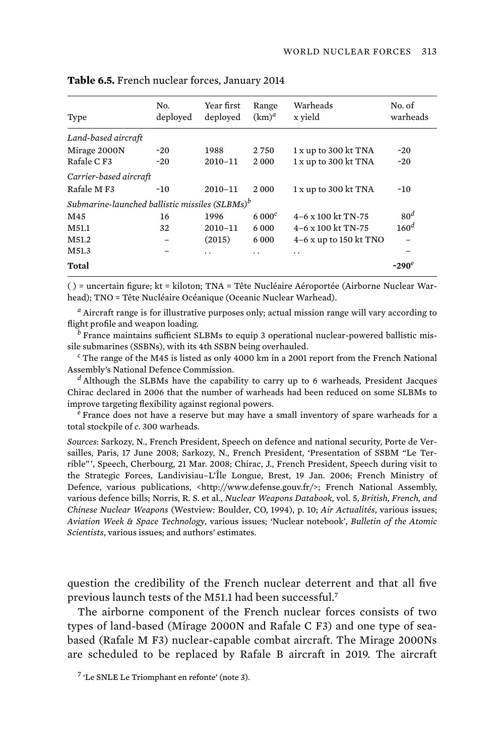**Table 6.5.** French nuclear forces, January 2014

| Type | No. deployed | Year first deployed | Range (km)[a] | Warheads x yield | No. of warheads |
|---|---|---|---|---|---|
| *Land-based aircraft* | | | | | |
| Mirage 2000N | ~20 | 1988 | 2 750 | 1 x up to 300 kt TNA | ~20 |
| Rafale C F3 | ~20 | 2010–11 | 2 000 | 1 x up to 300 kt TNA | ~20 |
| *Carrier-based aircraft* | | | | | |
| Rafale M F3 | ~10 | 2010–11 | 2 000 | 1 x up to 300 kt TNA | ~10 |
| *Submarine-launched ballistic missiles (SLBMs)*[b] | | | | | |
| M45 | 16 | 1996 | 6 000[c] | 4–6 x 100 kt TN-75 | 80[d] |
| M51.1 | 32 | 2010–11 | 6 000 | 4–6 x 100 kt TN-75 | 160[d] |
| M51.2 | – | (2015) | 6 000 | 4–6 x up to 150 kt TNO | – |
| M51.3 | – | . . | . . | . . | – |
| **Total** | | | | | **~290**[e] |

( ) = uncertain figure; kt = kiloton; TNA = Tête Nucléaire Aéroportée (Airborne Nuclear Warhead); TNO = Tête Nucléaire Océanique (Oceanic Nuclear Warhead).

[a] Aircraft range is for illustrative purposes only; actual mission range will vary according to flight profile and weapon loading.

[b] France maintains sufficient SLBMs to equip 3 operational nuclear-powered ballistic missile submarines (SSBNs), with its 4th SSBN being overhauled.

[c] The range of the M45 is listed as only 4000 km in a 2001 report from the French National Assembly's National Defence Commission.

[d] Although the SLBMs have the capability to carry up to 6 warheads, President Jacques Chirac declared in 2006 that the number of warheads had been reduced on some SLBMs to improve targeting flexibility against regional powers.

[e] France does not have a reserve but may have a small inventory of spare warheads for a total stockpile of *c*. 300 warheads.

*Sources*: Sarkozy, N., French President, Speech on defence and national security, Porte de Versailles, Paris, 17 June 2008; Sarkozy, N., French President, 'Presentation of SSBM "Le Terrible"', Speech, Cherbourg, 21 Mar. 2008; Chirac, J., French President, Speech during visit to the Strategic Forces, Landivisiau–L'Île Longue, Brest, 19 Jan. 2006; French Ministry of Defence, various publications, <http://www.defense.gouv.fr/>; French National Assembly, various defence bills; Norris, R. S. et al., *Nuclear Weapons Databook*, vol. 5, *British, French, and Chinese Nuclear Weapons* (Westview: Boulder, CO, 1994), p. 10; *Air Actualités*, various issues; *Aviation Week & Space Technology*, various issues; 'Nuclear notebook', *Bulletin of the Atomic Scientists*, various issues; and authors' estimates.

question the credibility of the French nuclear deterrent and that all five previous launch tests of the M51.1 had been successful.[7]

The airborne component of the French nuclear forces consists of two types of land-based (Mirage 2000N and Rafale C F3) and one type of sea-based (Rafale M F3) nuclear-capable combat aircraft. The Mirage 2000Ns are scheduled to be replaced by Rafale B aircraft in 2019. The aircraft

[7] 'Le SNLE Le Triomphant en refonte' (note 3).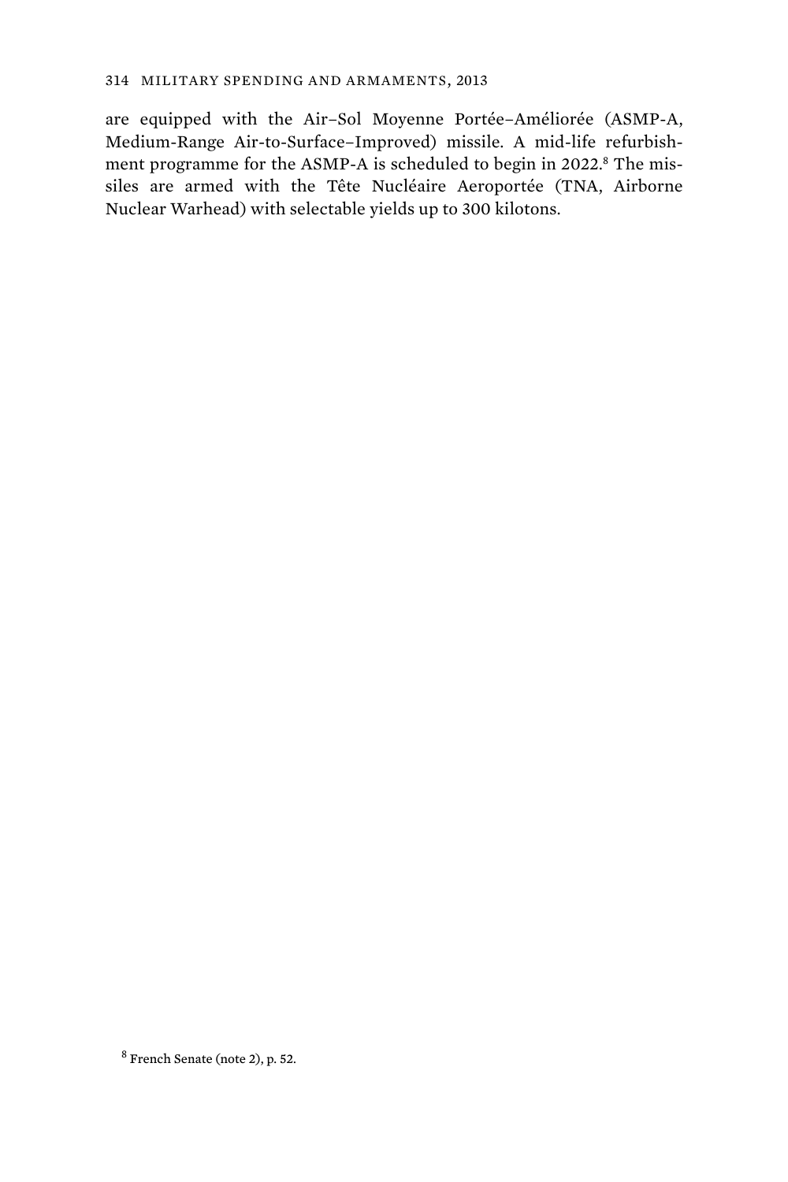are equipped with the Air–Sol Moyenne Portée–Améliorée (ASMP-A, Medium-Range Air-to-Surface–Improved) missile. A mid-life refurbishment programme for the ASMP-A is scheduled to begin in 2022.[8] The missiles are armed with the Tête Nucléaire Aeroportée (TNA, Airborne Nuclear Warhead) with selectable yields up to 300 kilotons.

[8] French Senate (note 2), p. 52.